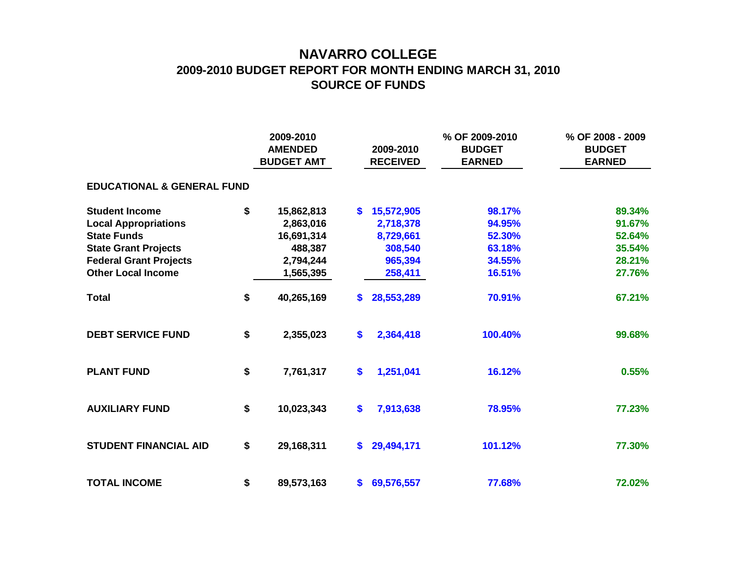# NAVARRO COLLEGE

## 2009-2010 BUDGET REPORT FOR MONTH ENDING MARCH 31, 2010

## SOURCE OF FUNDS

| | 2009-2010 AMENDED BUDGET AMT | 2009-2010 RECEIVED | % OF 2009-2010 BUDGET EARNED | % OF 2008 - 2009 BUDGET EARNED |
|---|---|---|---|---|
| **EDUCATIONAL & GENERAL FUND** | | | | |
| **Student Income** | $ 15,862,813 | $ 15,572,905 | 98.17% | 89.34% |
| **Local Appropriations** | 2,863,016 | 2,718,378 | 94.95% | 91.67% |
| **State Funds** | 16,691,314 | 8,729,661 | 52.30% | 52.64% |
| **State Grant Projects** | 488,387 | 308,540 | 63.18% | 35.54% |
| **Federal Grant Projects** | 2,794,244 | 965,394 | 34.55% | 28.21% |
| **Other Local Income** | 1,565,395 | 258,411 | 16.51% | 27.76% |
| **Total** | $ 40,265,169 | $ 28,553,289 | 70.91% | 67.21% |
| **DEBT SERVICE FUND** | $ 2,355,023 | $ 2,364,418 | 100.40% | 99.68% |
| **PLANT FUND** | $ 7,761,317 | $ 1,251,041 | 16.12% | 0.55% |
| **AUXILIARY FUND** | $ 10,023,343 | $ 7,913,638 | 78.95% | 77.23% |
| **STUDENT FINANCIAL AID** | $ 29,168,311 | $ 29,494,171 | 101.12% | 77.30% |
| **TOTAL INCOME** | $ 89,573,163 | $ 69,576,557 | 77.68% | 72.02% |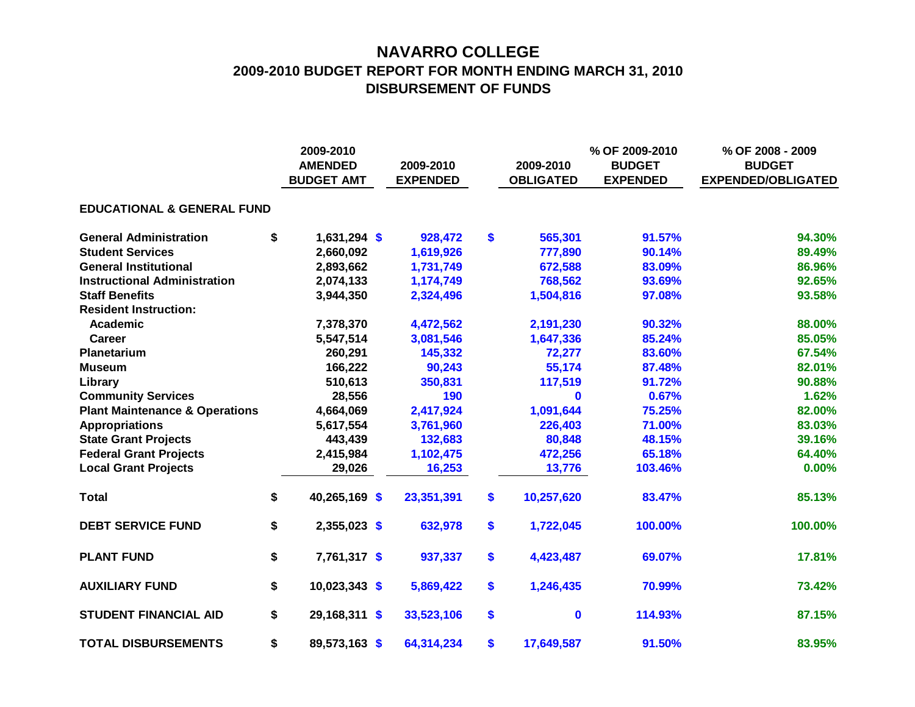# NAVARRO COLLEGE

## 2009-2010 BUDGET REPORT FOR MONTH ENDING MARCH 31, 2010

## DISBURSEMENT OF FUNDS

| | 2009-2010 AMENDED BUDGET AMT | 2009-2010 EXPENDED | 2009-2010 OBLIGATED | % OF 2009-2010 BUDGET EXPENDED | % OF 2008 - 2009 BUDGET EXPENDED/OBLIGATED |
|---|---|---|---|---|---|
| **EDUCATIONAL & GENERAL FUND** | | | | | |
| General Administration | $ 1,631,294 | $ 928,472 | $ 565,301 | 91.57% | 94.30% |
| Student Services | 2,660,092 | 1,619,926 | 777,890 | 90.14% | 89.49% |
| General Institutional | 2,893,662 | 1,731,749 | 672,588 | 83.09% | 86.96% |
| Instructional Administration | 2,074,133 | 1,174,749 | 768,562 | 93.69% | 92.65% |
| Staff Benefits | 3,944,350 | 2,324,496 | 1,504,816 | 97.08% | 93.58% |
| Resident Instruction: | | | | | |
| Academic | 7,378,370 | 4,472,562 | 2,191,230 | 90.32% | 88.00% |
| Career | 5,547,514 | 3,081,546 | 1,647,336 | 85.24% | 85.05% |
| Planetarium | 260,291 | 145,332 | 72,277 | 83.60% | 67.54% |
| Museum | 166,222 | 90,243 | 55,174 | 87.48% | 82.01% |
| Library | 510,613 | 350,831 | 117,519 | 91.72% | 90.88% |
| Community Services | 28,556 | 190 | 0 | 0.67% | 1.62% |
| Plant Maintenance & Operations | 4,664,069 | 2,417,924 | 1,091,644 | 75.25% | 82.00% |
| Appropriations | 5,617,554 | 3,761,960 | 226,403 | 71.00% | 83.03% |
| State Grant Projects | 443,439 | 132,683 | 80,848 | 48.15% | 39.16% |
| Federal Grant Projects | 2,415,984 | 1,102,475 | 472,256 | 65.18% | 64.40% |
| Local Grant Projects | 29,026 | 16,253 | 13,776 | 103.46% | 0.00% |
| **Total** | $ 40,265,169 | $ 23,351,391 | $ 10,257,620 | 83.47% | 85.13% |
| **DEBT SERVICE FUND** | $ 2,355,023 | $ 632,978 | $ 1,722,045 | 100.00% | 100.00% |
| **PLANT FUND** | $ 7,761,317 | $ 937,337 | $ 4,423,487 | 69.07% | 17.81% |
| **AUXILIARY FUND** | $ 10,023,343 | $ 5,869,422 | $ 1,246,435 | 70.99% | 73.42% |
| **STUDENT FINANCIAL AID** | $ 29,168,311 | $ 33,523,106 | $ 0 | 114.93% | 87.15% |
| **TOTAL DISBURSEMENTS** | $ 89,573,163 | $ 64,314,234 | $ 17,649,587 | 91.50% | 83.95% |